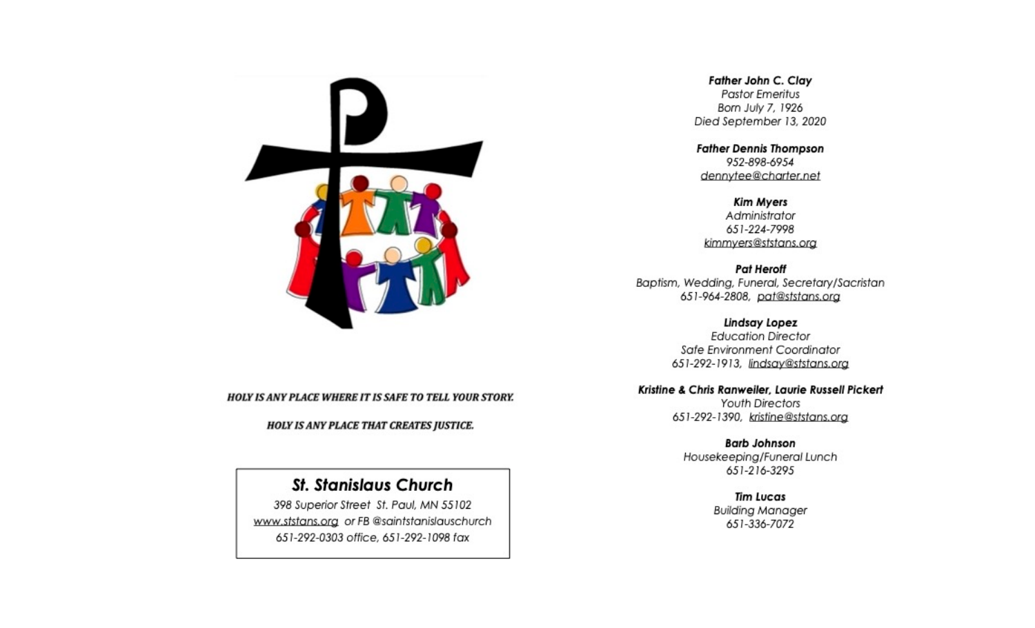**HOLY IS ANY PLACE WHERE IT IS SAFE TO TELL YOUR STORY.**

**HOLY IS ANY PLACE THAT CREATES JUSTICE.**

## *St. Stanislaus Church*

*398 Superior Street St. Paul, MN 55102*
*www.ststans.org or FB @saintstanislauschurch*
*651-292-0303 office, 651-292-1098 fax*

***Father John C. Clay***
*Pastor Emeritus*
*Born July 7, 1926*
*Died September 13, 2020*

***Father Dennis Thompson***
*952-898-6954*
*dennytee@charter.net*

***Kim Myers***
*Administrator*
*651-224-7998*
*kimmyers@ststans.org*

***Pat Heroff***
*Baptism, Wedding, Funeral, Secretary/Sacristan*
*651-964-2808, pat@ststans.org*

***Lindsay Lopez***
*Education Director*
*Safe Environment Coordinator*
*651-292-1913, lindsay@ststans.org*

***Kristine & Chris Ranweiler, Laurie Russell Pickert***
*Youth Directors*
*651-292-1390, kristine@ststans.org*

***Barb Johnson***
*Housekeeping/Funeral Lunch*
*651-216-3295*

***Tim Lucas***
*Building Manager*
*651-336-7072*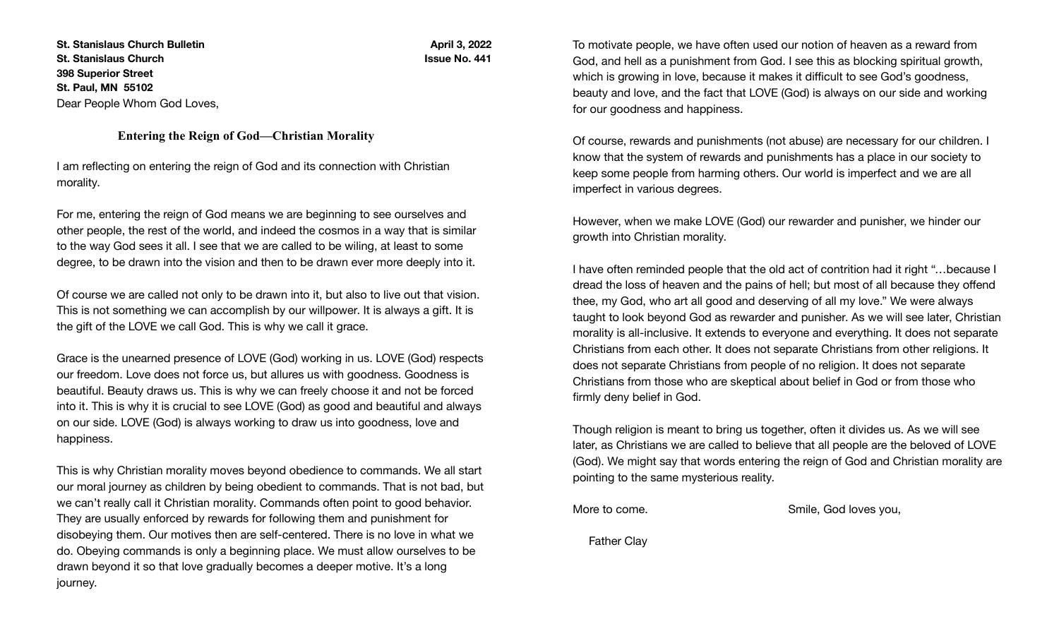**St. Stanislaus Church Bulletin** **April 3, 2022**
**St. Stanislaus Church** **Issue No. 441**
**398 Superior Street**
**St. Paul, MN 55102**

Dear People Whom God Loves,

## Entering the Reign of God—Christian Morality

I am reflecting on entering the reign of God and its connection with Christian morality.

For me, entering the reign of God means we are beginning to see ourselves and other people, the rest of the world, and indeed the cosmos in a way that is similar to the way God sees it all. I see that we are called to be wiling, at least to some degree, to be drawn into the vision and then to be drawn ever more deeply into it.

Of course we are called not only to be drawn into it, but also to live out that vision. This is not something we can accomplish by our willpower. It is always a gift. It is the gift of the LOVE we call God. This is why we call it grace.

Grace is the unearned presence of LOVE (God) working in us. LOVE (God) respects our freedom. Love does not force us, but allures us with goodness. Goodness is beautiful. Beauty draws us. This is why we can freely choose it and not be forced into it. This is why it is crucial to see LOVE (God) as good and beautiful and always on our side. LOVE (God) is always working to draw us into goodness, love and happiness.

This is why Christian morality moves beyond obedience to commands. We all start our moral journey as children by being obedient to commands. That is not bad, but we can't really call it Christian morality. Commands often point to good behavior. They are usually enforced by rewards for following them and punishment for disobeying them. Our motives then are self-centered. There is no love in what we do. Obeying commands is only a beginning place. We must allow ourselves to be drawn beyond it so that love gradually becomes a deeper motive. It's a long journey.

To motivate people, we have often used our notion of heaven as a reward from God, and hell as a punishment from God. I see this as blocking spiritual growth, which is growing in love, because it makes it difficult to see God's goodness, beauty and love, and the fact that LOVE (God) is always on our side and working for our goodness and happiness.

Of course, rewards and punishments (not abuse) are necessary for our children. I know that the system of rewards and punishments has a place in our society to keep some people from harming others. Our world is imperfect and we are all imperfect in various degrees.

However, when we make LOVE (God) our rewarder and punisher, we hinder our growth into Christian morality.

I have often reminded people that the old act of contrition had it right "…because I dread the loss of heaven and the pains of hell; but most of all because they offend thee, my God, who art all good and deserving of all my love." We were always taught to look beyond God as rewarder and punisher. As we will see later, Christian morality is all-inclusive. It extends to everyone and everything. It does not separate Christians from each other. It does not separate Christians from other religions. It does not separate Christians from people of no religion. It does not separate Christians from those who are skeptical about belief in God or from those who firmly deny belief in God.

Though religion is meant to bring us together, often it divides us. As we will see later, as Christians we are called to believe that all people are the beloved of LOVE (God). We might say that words entering the reign of God and Christian morality are pointing to the same mysterious reality.

More to come.

Smile, God loves you,

Father Clay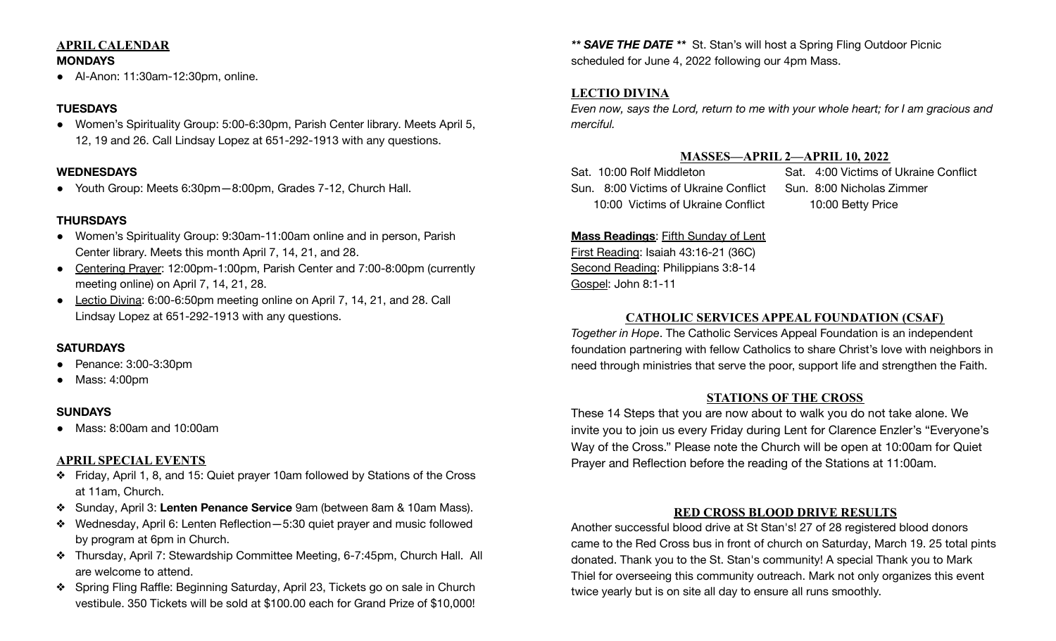## APRIL CALENDAR

**MONDAYS**

- Al-Anon: 11:30am-12:30pm, online.

**TUESDAYS**

- Women's Spirituality Group: 5:00-6:30pm, Parish Center library. Meets April 5, 12, 19 and 26. Call Lindsay Lopez at 651-292-1913 with any questions.

**WEDNESDAYS**

- Youth Group: Meets 6:30pm—8:00pm, Grades 7-12, Church Hall.

**THURSDAYS**

- Women's Spirituality Group: 9:30am-11:00am online and in person, Parish Center library. Meets this month April 7, 14, 21, and 28.
- Centering Prayer: 12:00pm-1:00pm, Parish Center and 7:00-8:00pm (currently meeting online) on April 7, 14, 21, 28.
- Lectio Divina: 6:00-6:50pm meeting online on April 7, 14, 21, and 28. Call Lindsay Lopez at 651-292-1913 with any questions.

**SATURDAYS**

- Penance: 3:00-3:30pm
- Mass: 4:00pm

**SUNDAYS**

- Mass: 8:00am and 10:00am

## APRIL SPECIAL EVENTS

- Friday, April 1, 8, and 15: Quiet prayer 10am followed by Stations of the Cross at 11am, Church.
- Sunday, April 3: **Lenten Penance Service** 9am (between 8am & 10am Mass).
- Wednesday, April 6: Lenten Reflection—5:30 quiet prayer and music followed by program at 6pm in Church.
- Thursday, April 7: Stewardship Committee Meeting, 6-7:45pm, Church Hall. All are welcome to attend.
- Spring Fling Raffle: Beginning Saturday, April 23, Tickets go on sale in Church vestibule. 350 Tickets will be sold at $100.00 each for Grand Prize of $10,000!

***** SAVE THE DATE ***** St. Stan's will host a Spring Fling Outdoor Picnic scheduled for June 4, 2022 following our 4pm Mass.

## LECTIO DIVINA

*Even now, says the Lord, return to me with your whole heart; for I am gracious and merciful.*

## MASSES—APRIL 2—APRIL 10, 2022

| | |
|---|---|
| Sat. 10:00 Rolf Middleton | Sat. 4:00 Victims of Ukraine Conflict |
| Sun. 8:00 Victims of Ukraine Conflict | Sun. 8:00 Nicholas Zimmer |
| 10:00 Victims of Ukraine Conflict | 10:00 Betty Price |

**Mass Readings**: Fifth Sunday of Lent
First Reading: Isaiah 43:16-21 (36C)
Second Reading: Philippians 3:8-14
Gospel: John 8:1-11

## CATHOLIC SERVICES APPEAL FOUNDATION (CSAF)

*Together in Hope*. The Catholic Services Appeal Foundation is an independent foundation partnering with fellow Catholics to share Christ's love with neighbors in need through ministries that serve the poor, support life and strengthen the Faith.

## STATIONS OF THE CROSS

These 14 Steps that you are now about to walk you do not take alone. We invite you to join us every Friday during Lent for Clarence Enzler's "Everyone's Way of the Cross." Please note the Church will be open at 10:00am for Quiet Prayer and Reflection before the reading of the Stations at 11:00am.

## RED CROSS BLOOD DRIVE RESULTS

Another successful blood drive at St Stan's! 27 of 28 registered blood donors came to the Red Cross bus in front of church on Saturday, March 19. 25 total pints donated. Thank you to the St. Stan's community! A special Thank you to Mark Thiel for overseeing this community outreach. Mark not only organizes this event twice yearly but is on site all day to ensure all runs smoothly.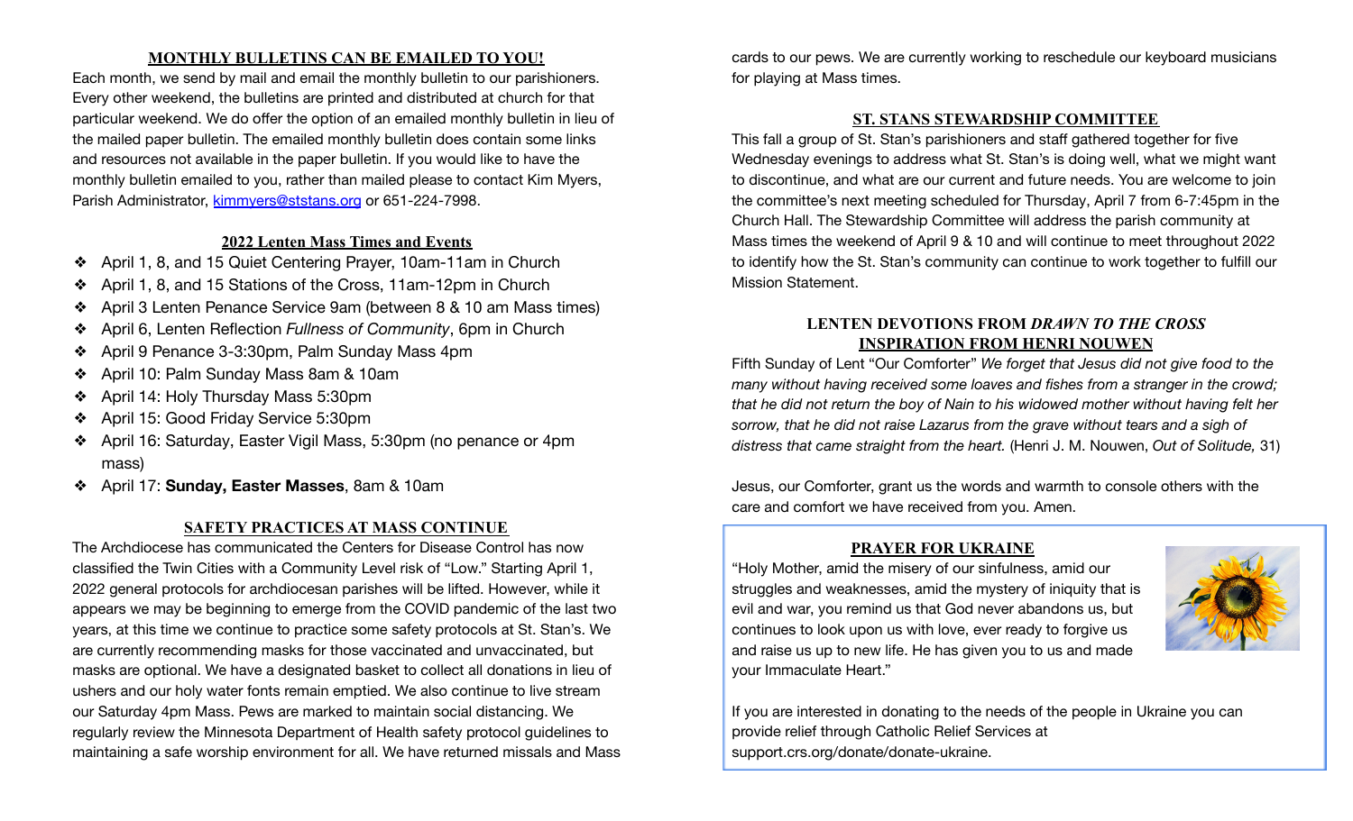## MONTHLY BULLETINS CAN BE EMAILED TO YOU!

Each month, we send by mail and email the monthly bulletin to our parishioners. Every other weekend, the bulletins are printed and distributed at church for that particular weekend. We do offer the option of an emailed monthly bulletin in lieu of the mailed paper bulletin. The emailed monthly bulletin does contain some links and resources not available in the paper bulletin. If you would like to have the monthly bulletin emailed to you, rather than mailed please to contact Kim Myers, Parish Administrator, kimmyers@ststans.org or 651-224-7998.

## 2022 Lenten Mass Times and Events

- April 1, 8, and 15 Quiet Centering Prayer, 10am-11am in Church
- April 1, 8, and 15 Stations of the Cross, 11am-12pm in Church
- April 3 Lenten Penance Service 9am (between 8 & 10 am Mass times)
- April 6, Lenten Reflection *Fullness of Community*, 6pm in Church
- April 9 Penance 3-3:30pm, Palm Sunday Mass 4pm
- April 10: Palm Sunday Mass 8am & 10am
- April 14: Holy Thursday Mass 5:30pm
- April 15: Good Friday Service 5:30pm
- April 16: Saturday, Easter Vigil Mass, 5:30pm (no penance or 4pm mass)
- April 17: **Sunday, Easter Masses**, 8am & 10am

## SAFETY PRACTICES AT MASS CONTINUE

The Archdiocese has communicated the Centers for Disease Control has now classified the Twin Cities with a Community Level risk of "Low." Starting April 1, 2022 general protocols for archdiocesan parishes will be lifted. However, while it appears we may be beginning to emerge from the COVID pandemic of the last two years, at this time we continue to practice some safety protocols at St. Stan's. We are currently recommending masks for those vaccinated and unvaccinated, but masks are optional. We have a designated basket to collect all donations in lieu of ushers and our holy water fonts remain emptied. We also continue to live stream our Saturday 4pm Mass. Pews are marked to maintain social distancing. We regularly review the Minnesota Department of Health safety protocol guidelines to maintaining a safe worship environment for all. We have returned missals and Mass cards to our pews. We are currently working to reschedule our keyboard musicians for playing at Mass times.

## ST. STANS STEWARDSHIP COMMITTEE

This fall a group of St. Stan's parishioners and staff gathered together for five Wednesday evenings to address what St. Stan's is doing well, what we might want to discontinue, and what are our current and future needs. You are welcome to join the committee's next meeting scheduled for Thursday, April 7 from 6-7:45pm in the Church Hall. The Stewardship Committee will address the parish community at Mass times the weekend of April 9 & 10 and will continue to meet throughout 2022 to identify how the St. Stan's community can continue to work together to fulfill our Mission Statement.

## LENTEN DEVOTIONS FROM *DRAWN TO THE CROSS* INSPIRATION FROM HENRI NOUWEN

Fifth Sunday of Lent "Our Comforter" *We forget that Jesus did not give food to the many without having received some loaves and fishes from a stranger in the crowd; that he did not return the boy of Nain to his widowed mother without having felt her sorrow, that he did not raise Lazarus from the grave without tears and a sigh of distress that came straight from the heart.* (Henri J. M. Nouwen, *Out of Solitude,* 31)

Jesus, our Comforter, grant us the words and warmth to console others with the care and comfort we have received from you. Amen.

## PRAYER FOR UKRAINE

"Holy Mother, amid the misery of our sinfulness, amid our struggles and weaknesses, amid the mystery of iniquity that is evil and war, you remind us that God never abandons us, but continues to look upon us with love, ever ready to forgive us and raise us up to new life. He has given you to us and made your Immaculate Heart."

If you are interested in donating to the needs of the people in Ukraine you can provide relief through Catholic Relief Services at support.crs.org/donate/donate-ukraine.